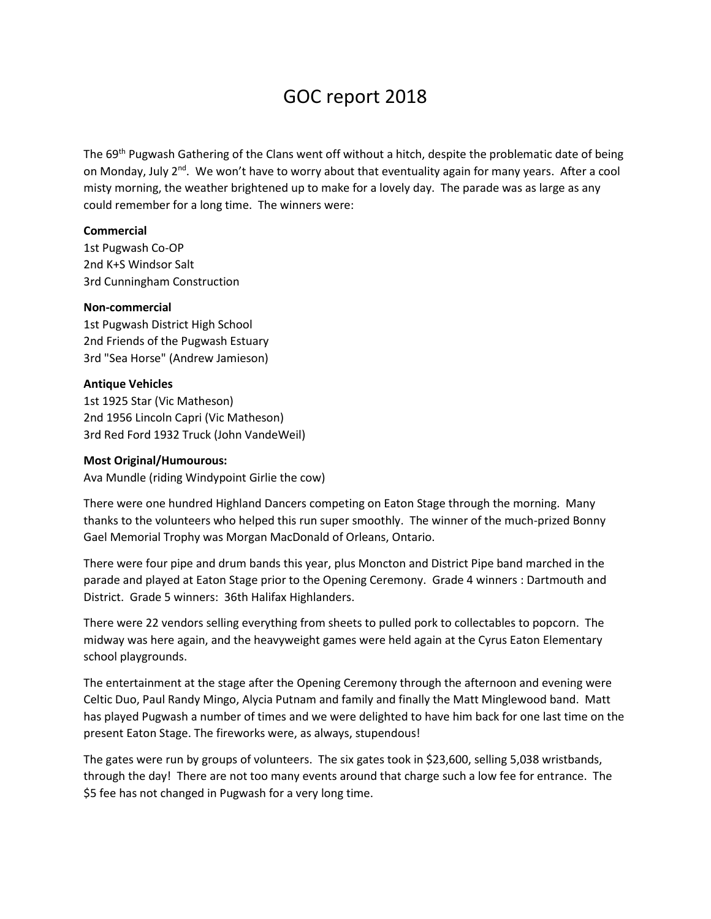# GOC report 2018

The 69th Pugwash Gathering of the Clans went off without a hitch, despite the problematic date of being on Monday, July 2nd. We won't have to worry about that eventuality again for many years. After a cool misty morning, the weather brightened up to make for a lovely day. The parade was as large as any could remember for a long time. The winners were:

**Commercial**
1st Pugwash Co-OP
2nd K+S Windsor Salt
3rd Cunningham Construction

**Non-commercial**
1st Pugwash District High School
2nd Friends of the Pugwash Estuary
3rd "Sea Horse" (Andrew Jamieson)

**Antique Vehicles**
1st 1925 Star (Vic Matheson)
2nd 1956 Lincoln Capri (Vic Matheson)
3rd Red Ford 1932 Truck (John VandeWeil)

**Most Original/Humourous:**
Ava Mundle (riding Windypoint Girlie the cow)

There were one hundred Highland Dancers competing on Eaton Stage through the morning. Many thanks to the volunteers who helped this run super smoothly. The winner of the much-prized Bonny Gael Memorial Trophy was Morgan MacDonald of Orleans, Ontario.

There were four pipe and drum bands this year, plus Moncton and District Pipe band marched in the parade and played at Eaton Stage prior to the Opening Ceremony. Grade 4 winners : Dartmouth and District. Grade 5 winners: 36th Halifax Highlanders.

There were 22 vendors selling everything from sheets to pulled pork to collectables to popcorn. The midway was here again, and the heavyweight games were held again at the Cyrus Eaton Elementary school playgrounds.

The entertainment at the stage after the Opening Ceremony through the afternoon and evening were Celtic Duo, Paul Randy Mingo, Alycia Putnam and family and finally the Matt Minglewood band. Matt has played Pugwash a number of times and we were delighted to have him back for one last time on the present Eaton Stage. The fireworks were, as always, stupendous!

The gates were run by groups of volunteers. The six gates took in $23,600, selling 5,038 wristbands, through the day! There are not too many events around that charge such a low fee for entrance. The $5 fee has not changed in Pugwash for a very long time.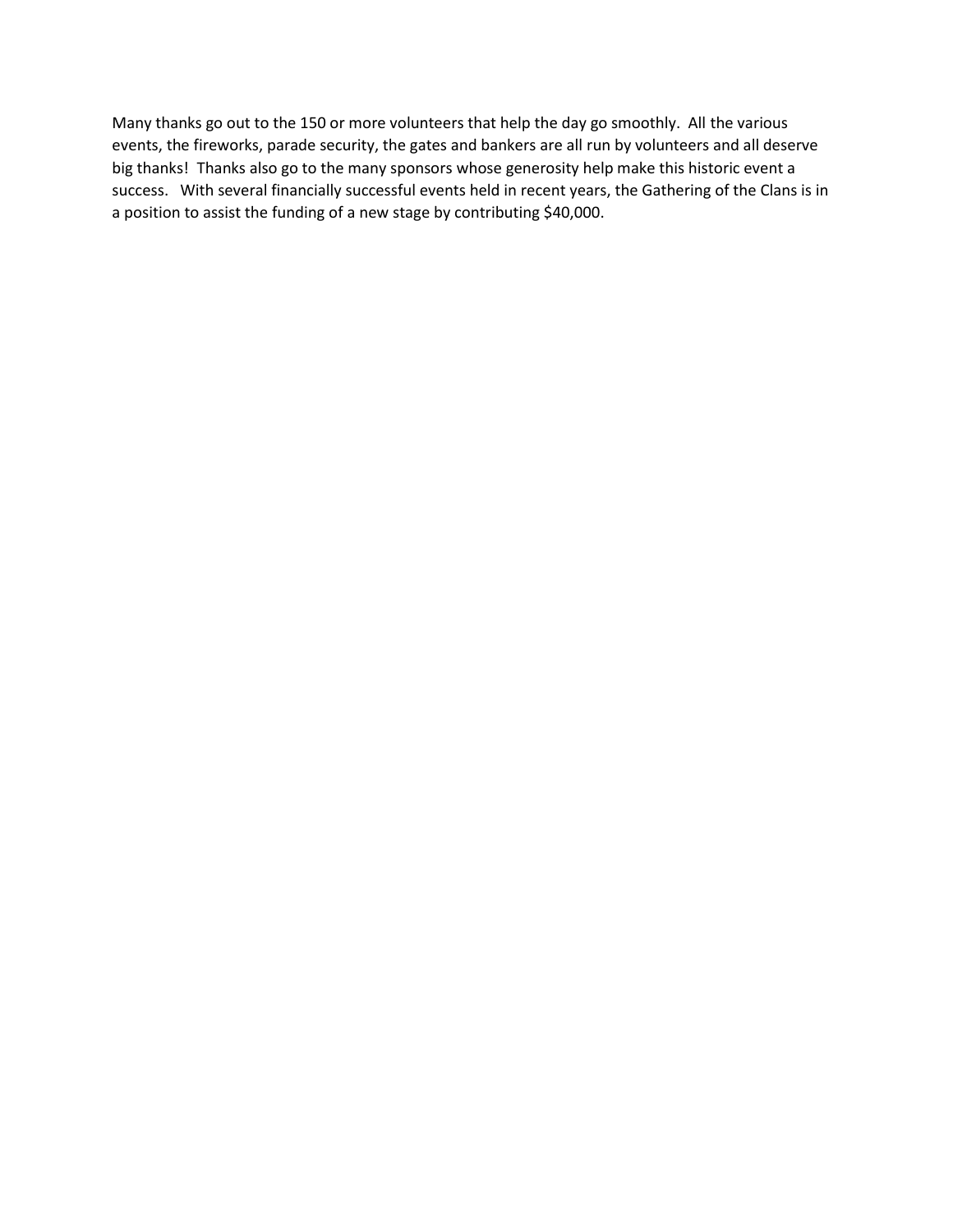Many thanks go out to the 150 or more volunteers that help the day go smoothly. All the various events, the fireworks, parade security, the gates and bankers are all run by volunteers and all deserve big thanks! Thanks also go to the many sponsors whose generosity help make this historic event a success. With several financially successful events held in recent years, the Gathering of the Clans is in a position to assist the funding of a new stage by contributing $40,000.